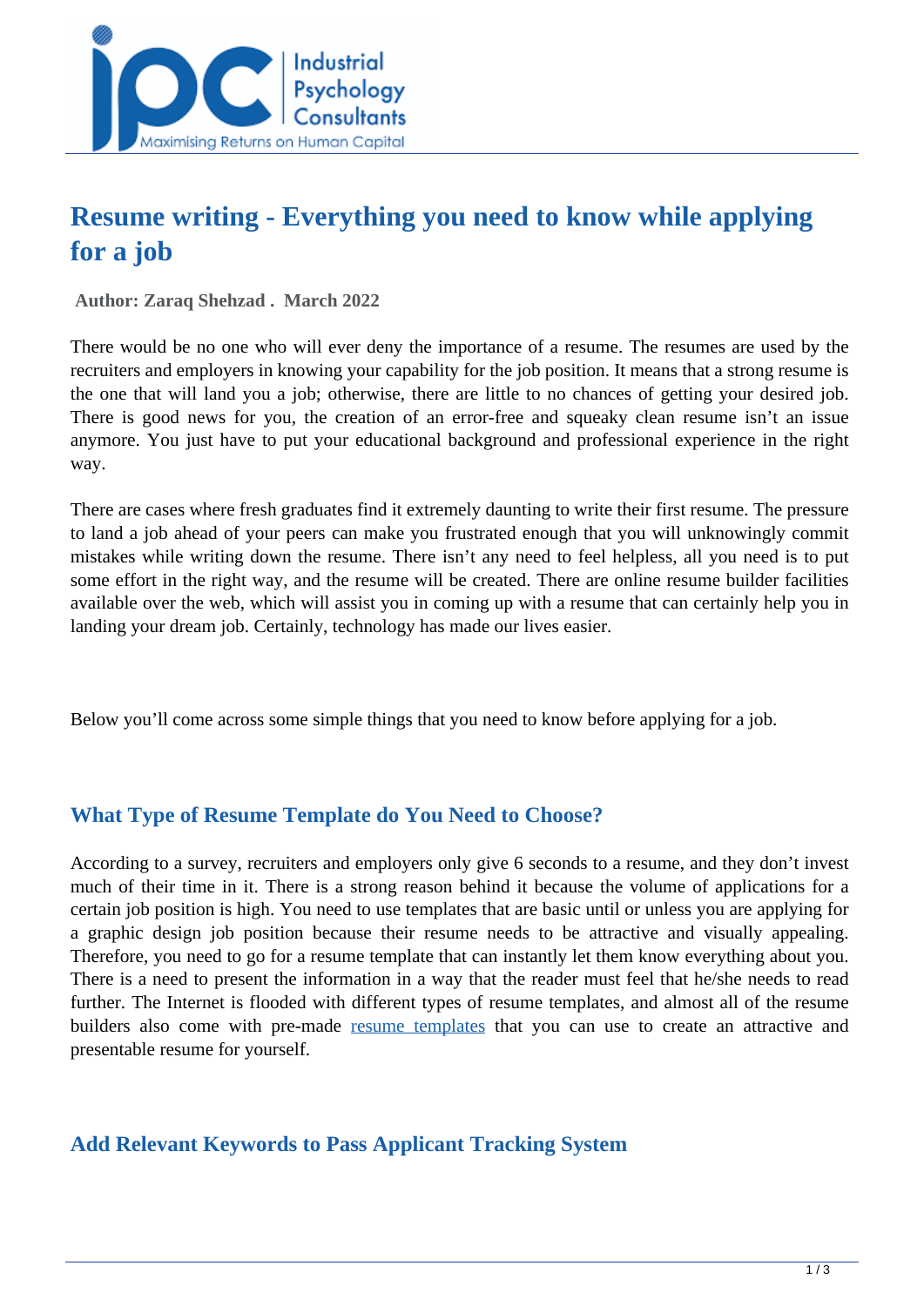# Resume writing - Everything you need to know while applying for a job

**Author: Zaraq Shehzad . March 2022**

There would be no one who will ever deny the importance of a resume. The resumes are used by the recruiters and employers in knowing your capability for the job position. It means that a strong resume is the one that will land you a job; otherwise, there are little to no chances of getting your desired job. There is good news for you, the creation of an error-free and squeaky clean resume isn't an issue anymore. You just have to put your educational background and professional experience in the right way.

There are cases where fresh graduates find it extremely daunting to write their first resume. The pressure to land a job ahead of your peers can make you frustrated enough that you will unknowingly commit mistakes while writing down the resume. There isn't any need to feel helpless, all you need is to put some effort in the right way, and the resume will be created. There are online resume builder facilities available over the web, which will assist you in coming up with a resume that can certainly help you in landing your dream job. Certainly, technology has made our lives easier.

Below you'll come across some simple things that you need to know before applying for a job.

## What Type of Resume Template do You Need to Choose?

According to a survey, recruiters and employers only give 6 seconds to a resume, and they don't invest much of their time in it. There is a strong reason behind it because the volume of applications for a certain job position is high. You need to use templates that are basic until or unless you are applying for a graphic design job position because their resume needs to be attractive and visually appealing. Therefore, you need to go for a resume template that can instantly let them know everything about you. There is a need to present the information in a way that the reader must feel that he/she needs to read further. The Internet is flooded with different types of resume templates, and almost all of the resume builders also come with pre-made resume templates that you can use to create an attractive and presentable resume for yourself.

## Add Relevant Keywords to Pass Applicant Tracking System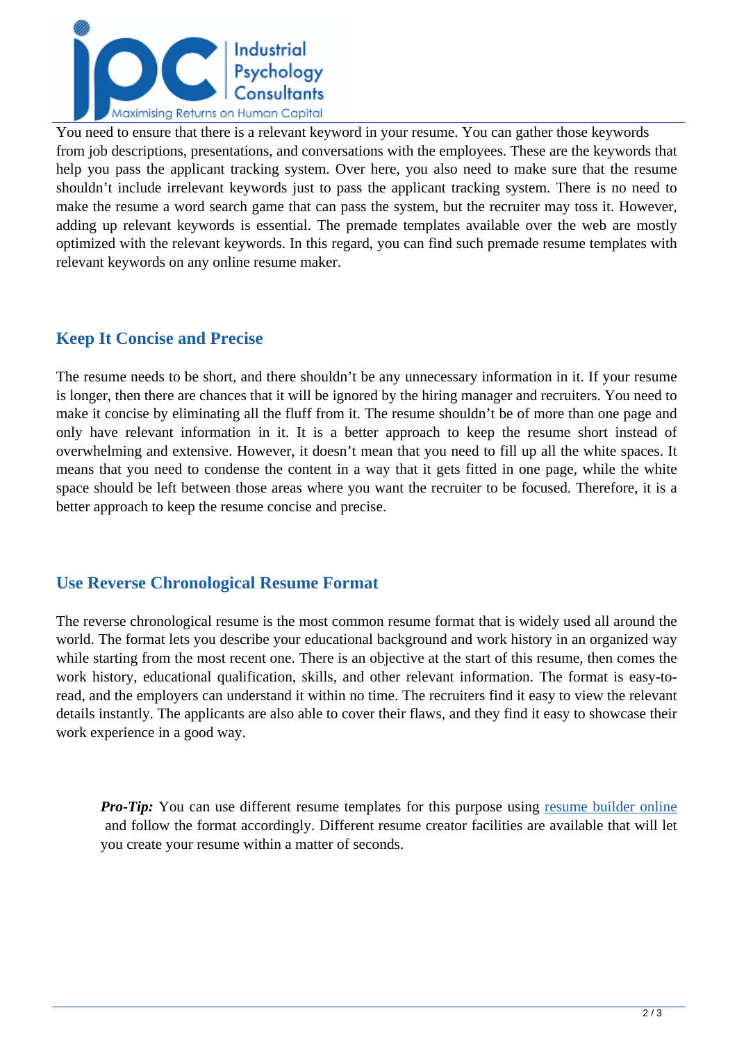You need to ensure that there is a relevant keyword in your resume. You can gather those keywords from job descriptions, presentations, and conversations with the employees. These are the keywords that help you pass the applicant tracking system. Over here, you also need to make sure that the resume shouldn't include irrelevant keywords just to pass the applicant tracking system. There is no need to make the resume a word search game that can pass the system, but the recruiter may toss it. However, adding up relevant keywords is essential. The premade templates available over the web are mostly optimized with the relevant keywords. In this regard, you can find such premade resume templates with relevant keywords on any online resume maker.

## Keep It Concise and Precise

The resume needs to be short, and there shouldn't be any unnecessary information in it. If your resume is longer, then there are chances that it will be ignored by the hiring manager and recruiters. You need to make it concise by eliminating all the fluff from it. The resume shouldn't be of more than one page and only have relevant information in it. It is a better approach to keep the resume short instead of overwhelming and extensive. However, it doesn't mean that you need to fill up all the white spaces. It means that you need to condense the content in a way that it gets fitted in one page, while the white space should be left between those areas where you want the recruiter to be focused. Therefore, it is a better approach to keep the resume concise and precise.

## Use Reverse Chronological Resume Format

The reverse chronological resume is the most common resume format that is widely used all around the world. The format lets you describe your educational background and work history in an organized way while starting from the most recent one. There is an objective at the start of this resume, then comes the work history, educational qualification, skills, and other relevant information. The format is easy-to-read, and the employers can understand it within no time. The recruiters find it easy to view the relevant details instantly. The applicants are also able to cover their flaws, and they find it easy to showcase their work experience in a good way.

> ***Pro-Tip:*** You can use different resume templates for this purpose using resume builder online and follow the format accordingly. Different resume creator facilities are available that will let you create your resume within a matter of seconds.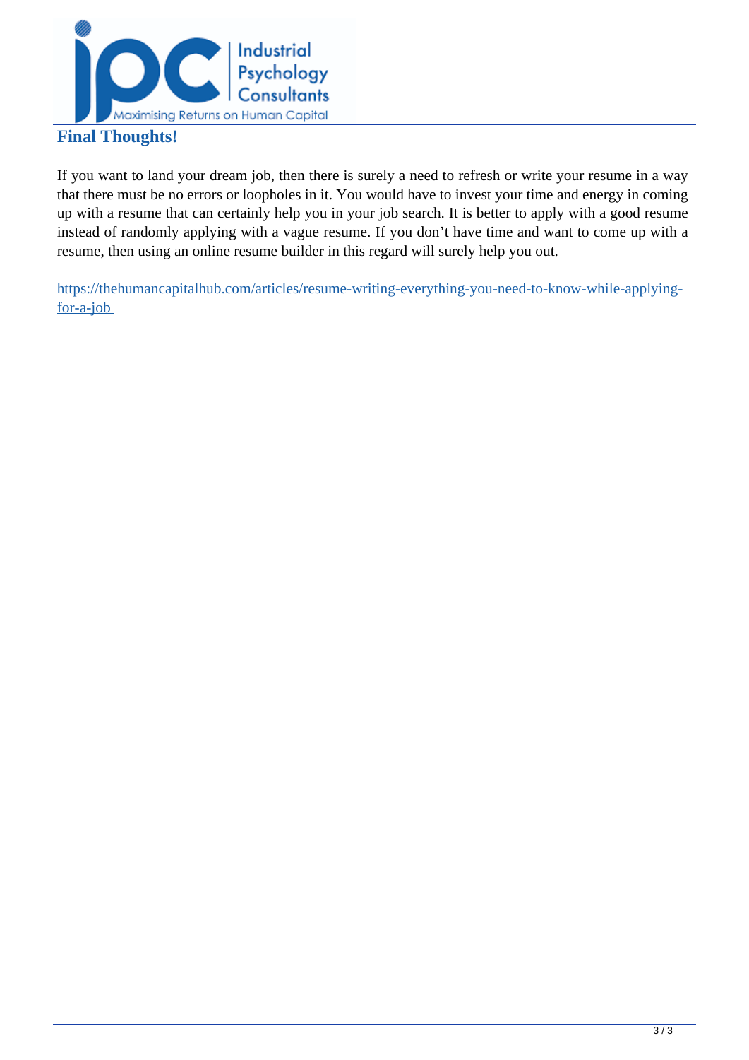## Final Thoughts!

If you want to land your dream job, then there is surely a need to refresh or write your resume in a way that there must be no errors or loopholes in it. You would have to invest your time and energy in coming up with a resume that can certainly help you in your job search. It is better to apply with a good resume instead of randomly applying with a vague resume. If you don't have time and want to come up with a resume, then using an online resume builder in this regard will surely help you out.

https://thehumancapitalhub.com/articles/resume-writing-everything-you-need-to-know-while-applying-for-a-job